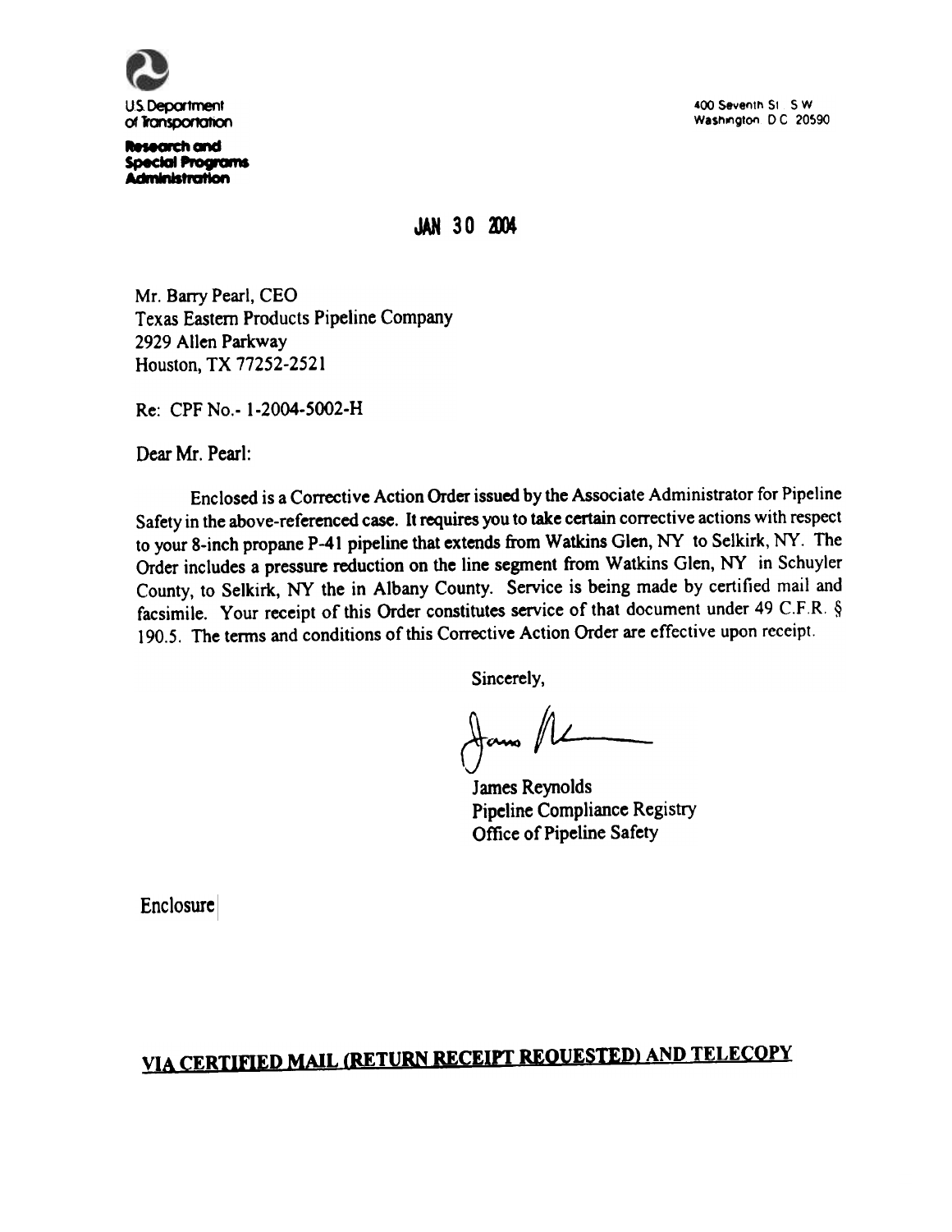U.S. Department of Transportation

**Research and Special Programs Administration**

400 Seventh St. S.W.
Washington D.C. 20590

**JAN 30 2004**

Mr. Barry Pearl, CEO
Texas Eastern Products Pipeline Company
2929 Allen Parkway
Houston, TX 77252-2521

Re: CPF No.- 1-2004-5002-H

Dear Mr. Pearl:

Enclosed is a Corrective Action Order issued by the Associate Administrator for Pipeline Safety in the above-referenced case. It requires you to take certain corrective actions with respect to your 8-inch propane P-41 pipeline that extends from Watkins Glen, NY to Selkirk, NY. The Order includes a pressure reduction on the line segment from Watkins Glen, NY in Schuyler County, to Selkirk, NY the in Albany County. Service is being made by certified mail and facsimile. Your receipt of this Order constitutes service of that document under 49 C.F.R. § 190.5. The terms and conditions of this Corrective Action Order are effective upon receipt.

Sincerely,

James Reynolds
Pipeline Compliance Registry
Office of Pipeline Safety

Enclosure

**VIA CERTIFIED MAIL (RETURN RECEIPT REQUESTED) AND TELECOPY**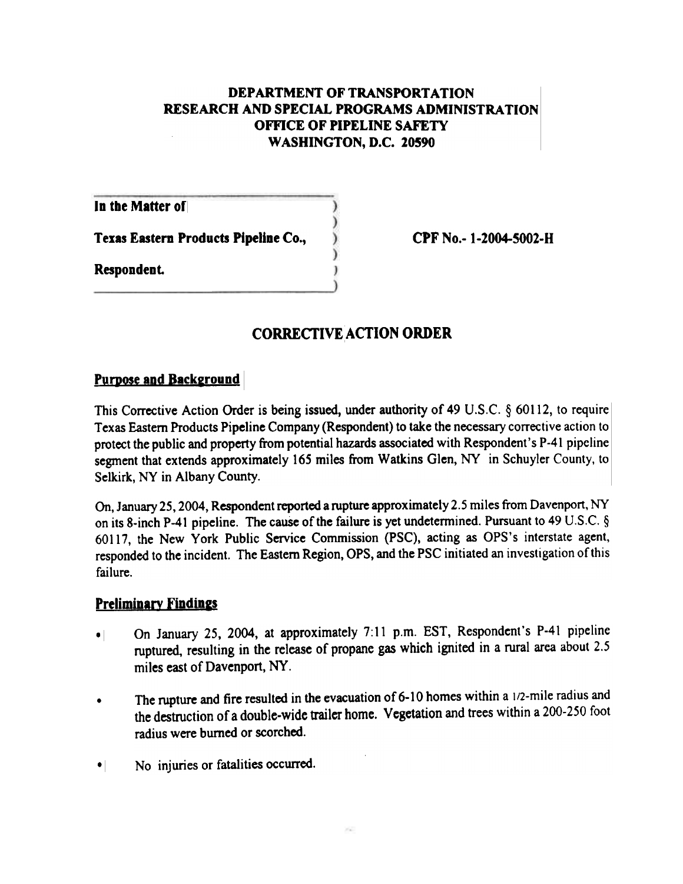**DEPARTMENT OF TRANSPORTATION**
**RESEARCH AND SPECIAL PROGRAMS ADMINISTRATION**
**OFFICE OF PIPELINE SAFETY**
**WASHINGTON, D.C. 20590**

| | | |
|---|---|---|
| **In the Matter of** | ) | |
| | ) | |
| **Texas Eastern Products Pipeline Co.,** | ) | **CPF No.- 1-2004-5002-H** |
| | ) | |
| **Respondent.** | ) | |

## CORRECTIVE ACTION ORDER

### Purpose and Background

This Corrective Action Order is being issued, under authority of 49 U.S.C. § 60112, to require Texas Eastern Products Pipeline Company (Respondent) to take the necessary corrective action to protect the public and property from potential hazards associated with Respondent's P-41 pipeline segment that extends approximately 165 miles from Watkins Glen, NY in Schuyler County, to Selkirk, NY in Albany County.

On, January 25, 2004, Respondent reported a rupture approximately 2.5 miles from Davenport, NY on its 8-inch P-41 pipeline. The cause of the failure is yet undetermined. Pursuant to 49 U.S.C. § 60117, the New York Public Service Commission (PSC), acting as OPS's interstate agent, responded to the incident. The Eastern Region, OPS, and the PSC initiated an investigation of this failure.

### Preliminary Findings

- On January 25, 2004, at approximately 7:11 p.m. EST, Respondent's P-41 pipeline ruptured, resulting in the release of propane gas which ignited in a rural area about 2.5 miles east of Davenport, NY.
- The rupture and fire resulted in the evacuation of 6-10 homes within a 1/2-mile radius and the destruction of a double-wide trailer home. Vegetation and trees within a 200-250 foot radius were burned or scorched.
- No injuries or fatalities occurred.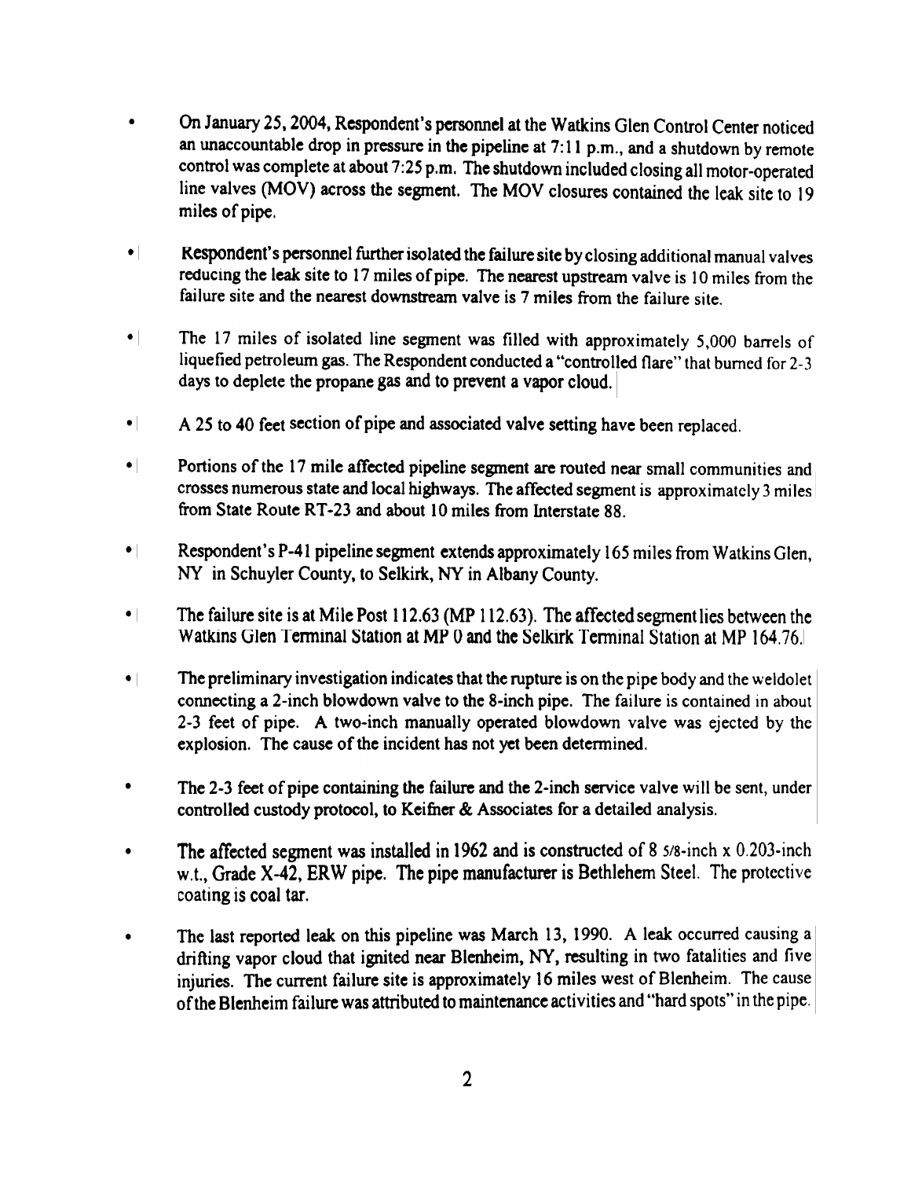- On January 25, 2004, Respondent's personnel at the Watkins Glen Control Center noticed an unaccountable drop in pressure in the pipeline at 7:11 p.m., and a shutdown by remote control was complete at about 7:25 p.m. The shutdown included closing all motor-operated line valves (MOV) across the segment. The MOV closures contained the leak site to 19 miles of pipe.

- Respondent's personnel further isolated the failure site by closing additional manual valves reducing the leak site to 17 miles of pipe. The nearest upstream valve is 10 miles from the failure site and the nearest downstream valve is 7 miles from the failure site.

- The 17 miles of isolated line segment was filled with approximately 5,000 barrels of liquefied petroleum gas. The Respondent conducted a "controlled flare" that burned for 2-3 days to deplete the propane gas and to prevent a vapor cloud.

- A 25 to 40 feet section of pipe and associated valve setting have been replaced.

- Portions of the 17 mile affected pipeline segment are routed near small communities and crosses numerous state and local highways. The affected segment is approximately 3 miles from State Route RT-23 and about 10 miles from Interstate 88.

- Respondent's P-41 pipeline segment extends approximately 165 miles from Watkins Glen, NY in Schuyler County, to Selkirk, NY in Albany County.

- The failure site is at Mile Post 112.63 (MP 112.63). The affected segment lies between the Watkins Glen Terminal Station at MP 0 and the Selkirk Terminal Station at MP 164.76.

- The preliminary investigation indicates that the rupture is on the pipe body and the weldolet connecting a 2-inch blowdown valve to the 8-inch pipe. The failure is contained in about 2-3 feet of pipe. A two-inch manually operated blowdown valve was ejected by the explosion. The cause of the incident has not yet been determined.

- The 2-3 feet of pipe containing the failure and the 2-inch service valve will be sent, under controlled custody protocol, to Keifner & Associates for a detailed analysis.

- The affected segment was installed in 1962 and is constructed of 8 5/8-inch x 0.203-inch w.t., Grade X-42, ERW pipe. The pipe manufacturer is Bethlehem Steel. The protective coating is coal tar.

- The last reported leak on this pipeline was March 13, 1990. A leak occurred causing a drifting vapor cloud that ignited near Blenheim, NY, resulting in two fatalities and five injuries. The current failure site is approximately 16 miles west of Blenheim. The cause of the Blenheim failure was attributed to maintenance activities and "hard spots" in the pipe.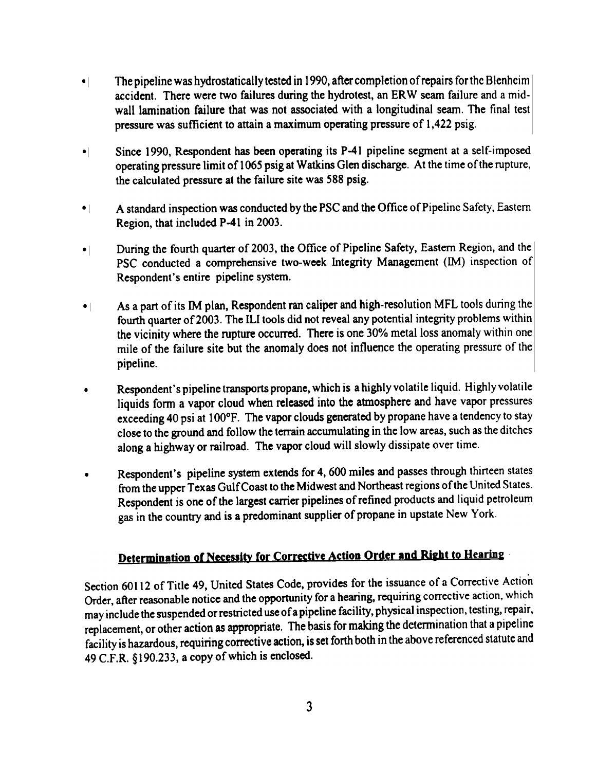- The pipeline was hydrostatically tested in 1990, after completion of repairs for the Blenheim accident. There were two failures during the hydrotest, an ERW seam failure and a mid-wall lamination failure that was not associated with a longitudinal seam. The final test pressure was sufficient to attain a maximum operating pressure of 1,422 psig.

- Since 1990, Respondent has been operating its P-41 pipeline segment at a self-imposed operating pressure limit of 1065 psig at Watkins Glen discharge. At the time of the rupture, the calculated pressure at the failure site was 588 psig.

- A standard inspection was conducted by the PSC and the Office of Pipeline Safety, Eastern Region, that included P-41 in 2003.

- During the fourth quarter of 2003, the Office of Pipeline Safety, Eastern Region, and the PSC conducted a comprehensive two-week Integrity Management (IM) inspection of Respondent's entire pipeline system.

- As a part of its IM plan, Respondent ran caliper and high-resolution MFL tools during the fourth quarter of 2003. The ILI tools did not reveal any potential integrity problems within the vicinity where the rupture occurred. There is one 30% metal loss anomaly within one mile of the failure site but the anomaly does not influence the operating pressure of the pipeline.

- Respondent's pipeline transports propane, which is a highly volatile liquid. Highly volatile liquids form a vapor cloud when released into the atmosphere and have vapor pressures exceeding 40 psi at 100°F. The vapor clouds generated by propane have a tendency to stay close to the ground and follow the terrain accumulating in the low areas, such as the ditches along a highway or railroad. The vapor cloud will slowly dissipate over time.

- Respondent's pipeline system extends for 4, 600 miles and passes through thirteen states from the upper Texas Gulf Coast to the Midwest and Northeast regions of the United States. Respondent is one of the largest carrier pipelines of refined products and liquid petroleum gas in the country and is a predominant supplier of propane in upstate New York.

## Determination of Necessity for Corrective Action Order and Right to Hearing

Section 60112 of Title 49, United States Code, provides for the issuance of a Corrective Action Order, after reasonable notice and the opportunity for a hearing, requiring corrective action, which may include the suspended or restricted use of a pipeline facility, physical inspection, testing, repair, replacement, or other action as appropriate. The basis for making the determination that a pipeline facility is hazardous, requiring corrective action, is set forth both in the above referenced statute and 49 C.F.R. §190.233, a copy of which is enclosed.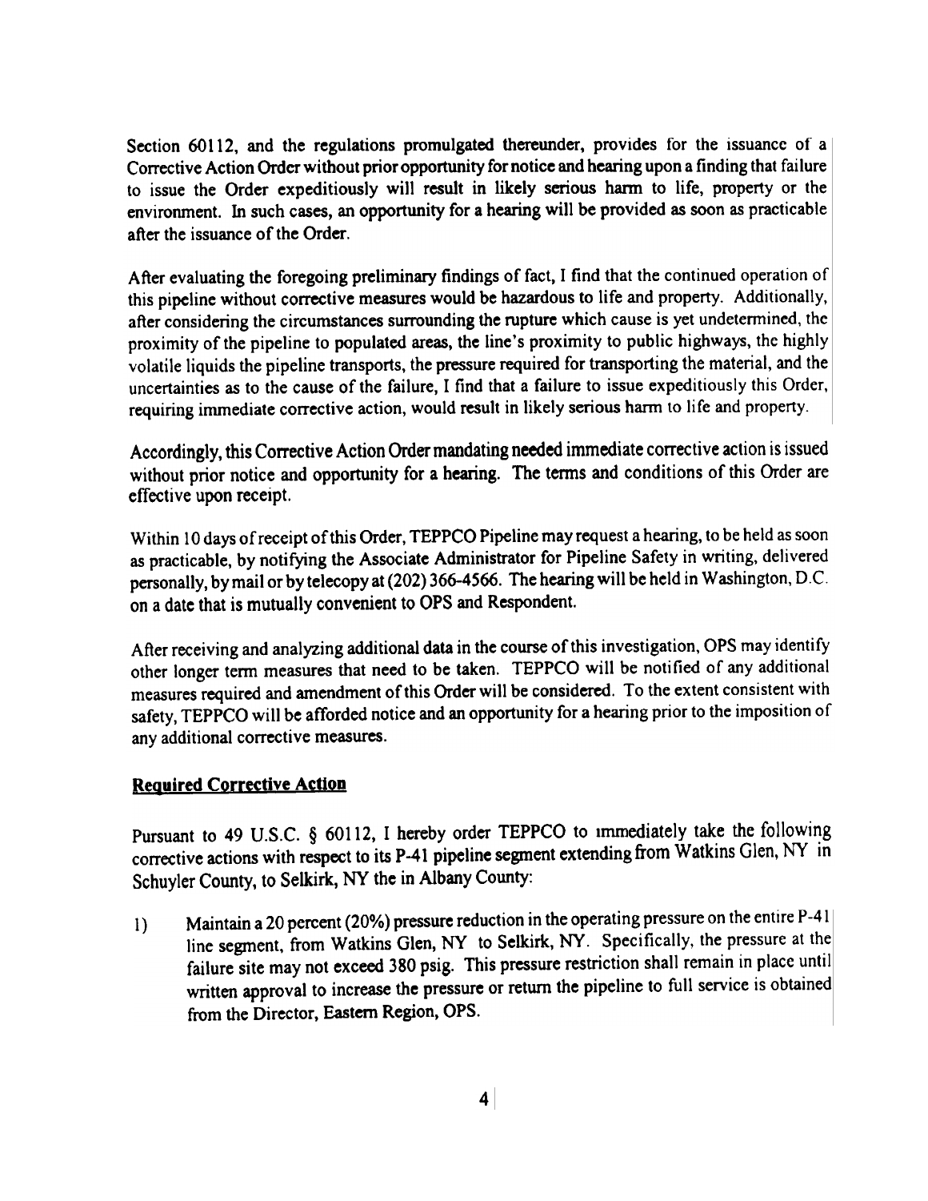Section 60112, and the regulations promulgated thereunder, provides for the issuance of a Corrective Action Order without prior opportunity for notice and hearing upon a finding that failure to issue the Order expeditiously will result in likely serious harm to life, property or the environment. In such cases, an opportunity for a hearing will be provided as soon as practicable after the issuance of the Order.

After evaluating the foregoing preliminary findings of fact, I find that the continued operation of this pipeline without corrective measures would be hazardous to life and property. Additionally, after considering the circumstances surrounding the rupture which cause is yet undetermined, the proximity of the pipeline to populated areas, the line's proximity to public highways, the highly volatile liquids the pipeline transports, the pressure required for transporting the material, and the uncertainties as to the cause of the failure, I find that a failure to issue expeditiously this Order, requiring immediate corrective action, would result in likely serious harm to life and property.

Accordingly, this Corrective Action Order mandating needed immediate corrective action is issued without prior notice and opportunity for a hearing. The terms and conditions of this Order are effective upon receipt.

Within 10 days of receipt of this Order, TEPPCO Pipeline may request a hearing, to be held as soon as practicable, by notifying the Associate Administrator for Pipeline Safety in writing, delivered personally, by mail or by telecopy at (202) 366-4566. The hearing will be held in Washington, D.C. on a date that is mutually convenient to OPS and Respondent.

After receiving and analyzing additional data in the course of this investigation, OPS may identify other longer term measures that need to be taken. TEPPCO will be notified of any additional measures required and amendment of this Order will be considered. To the extent consistent with safety, TEPPCO will be afforded notice and an opportunity for a hearing prior to the imposition of any additional corrective measures.

## Required Corrective Action

Pursuant to 49 U.S.C. § 60112, I hereby order TEPPCO to immediately take the following corrective actions with respect to its P-41 pipeline segment extending from Watkins Glen, NY in Schuyler County, to Selkirk, NY the in Albany County:

1) Maintain a 20 percent (20%) pressure reduction in the operating pressure on the entire P-41 line segment, from Watkins Glen, NY to Selkirk, NY. Specifically, the pressure at the failure site may not exceed 380 psig. This pressure restriction shall remain in place until written approval to increase the pressure or return the pipeline to full service is obtained from the Director, Eastern Region, OPS.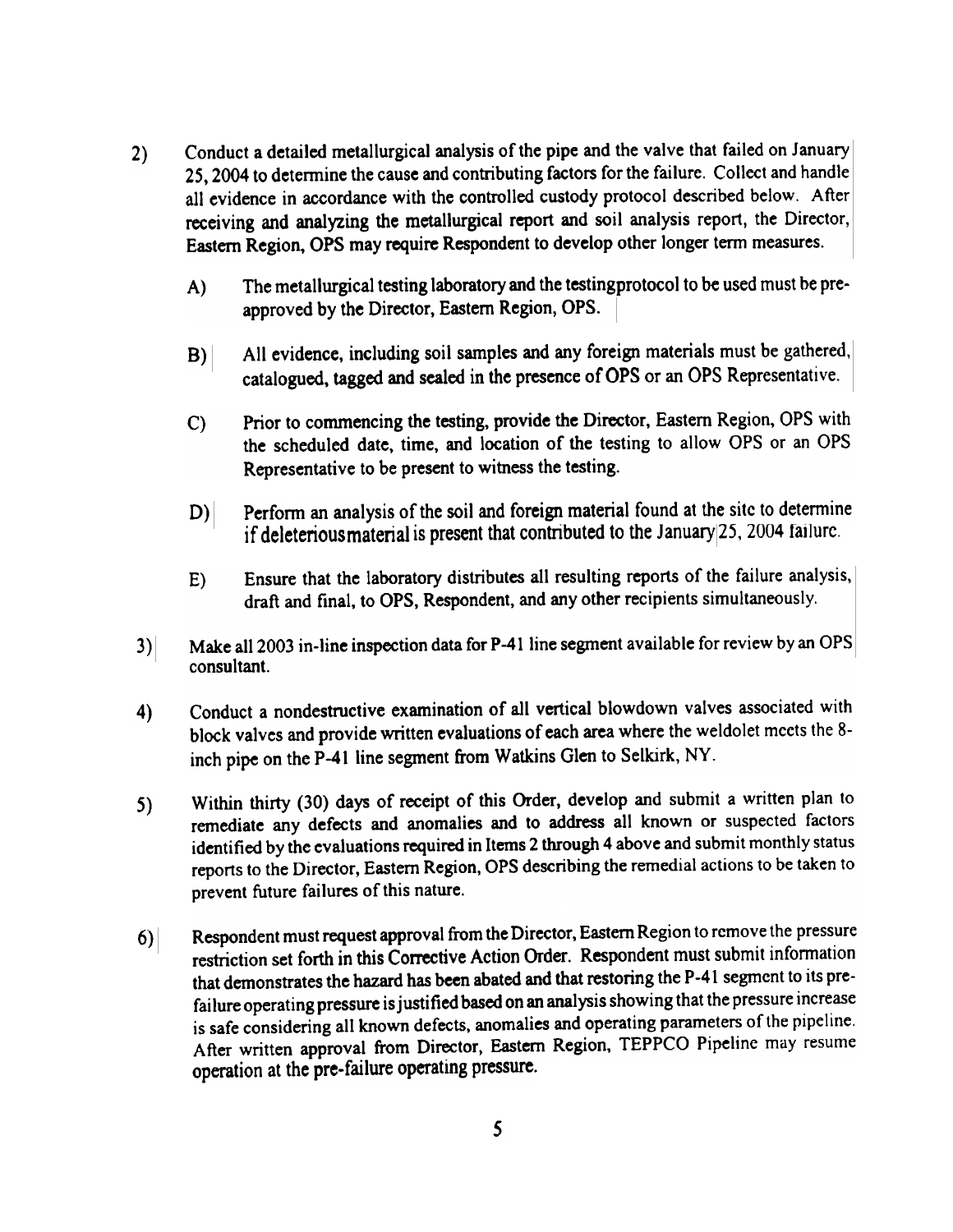2) Conduct a detailed metallurgical analysis of the pipe and the valve that failed on January 25, 2004 to determine the cause and contributing factors for the failure. Collect and handle all evidence in accordance with the controlled custody protocol described below. After receiving and analyzing the metallurgical report and soil analysis report, the Director, Eastern Region, OPS may require Respondent to develop other longer term measures.

   A) The metallurgical testing laboratory and the testingprotocol to be used must be pre-approved by the Director, Eastern Region, OPS.

   B) All evidence, including soil samples and any foreign materials must be gathered, catalogued, tagged and sealed in the presence of OPS or an OPS Representative.

   C) Prior to commencing the testing, provide the Director, Eastern Region, OPS with the scheduled date, time, and location of the testing to allow OPS or an OPS Representative to be present to witness the testing.

   D) Perform an analysis of the soil and foreign material found at the site to determine if deleteriousmaterial is present that contributed to the January 25, 2004 failure.

   E) Ensure that the laboratory distributes all resulting reports of the failure analysis, draft and final, to OPS, Respondent, and any other recipients simultaneously.

3) Make all 2003 in-line inspection data for P-41 line segment available for review by an OPS consultant.

4) Conduct a nondestructive examination of all vertical blowdown valves associated with block valves and provide written evaluations of each area where the weldolet meets the 8-inch pipe on the P-41 line segment from Watkins Glen to Selkirk, NY.

5) Within thirty (30) days of receipt of this Order, develop and submit a written plan to remediate any defects and anomalies and to address all known or suspected factors identified by the evaluations required in Items 2 through 4 above and submit monthly status reports to the Director, Eastern Region, OPS describing the remedial actions to be taken to prevent future failures of this nature.

6) Respondent must request approval from the Director, Eastern Region to remove the pressure restriction set forth in this Corrective Action Order. Respondent must submit information that demonstrates the hazard has been abated and that restoring the P-41 segment to its pre-failure operating pressure is justified based on an analysis showing that the pressure increase is safe considering all known defects, anomalies and operating parameters of the pipeline. After written approval from Director, Eastern Region, TEPPCO Pipeline may resume operation at the pre-failure operating pressure.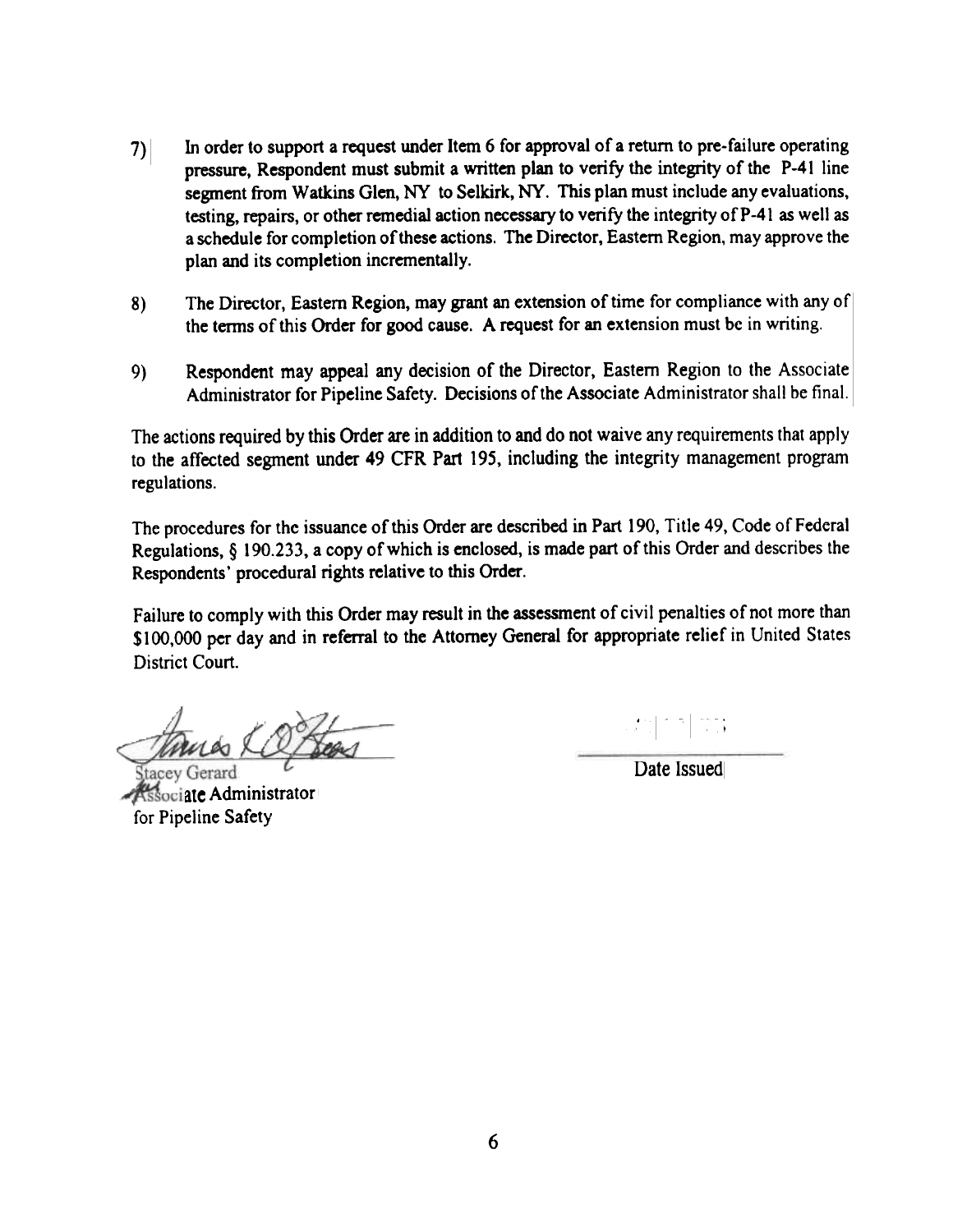7) In order to support a request under Item 6 for approval of a return to pre-failure operating pressure, Respondent must submit a written plan to verify the integrity of the P-41 line segment from Watkins Glen, NY to Selkirk, NY. This plan must include any evaluations, testing, repairs, or other remedial action necessary to verify the integrity of P-41 as well as a schedule for completion of these actions. The Director, Eastern Region, may approve the plan and its completion incrementally.

8) The Director, Eastern Region, may grant an extension of time for compliance with any of the terms of this Order for good cause. A request for an extension must be in writing.

9) Respondent may appeal any decision of the Director, Eastern Region to the Associate Administrator for Pipeline Safety. Decisions of the Associate Administrator shall be final.

The actions required by this Order are in addition to and do not waive any requirements that apply to the affected segment under 49 CFR Part 195, including the integrity management program regulations.

The procedures for the issuance of this Order are described in Part 190, Title 49, Code of Federal Regulations, § 190.233, a copy of which is enclosed, is made part of this Order and describes the Respondents' procedural rights relative to this Order.

Failure to comply with this Order may result in the assessment of civil penalties of not more than $100,000 per day and in referral to the Attorney General for appropriate relief in United States District Court.

Stacey Gerard
Associate Administrator
for Pipeline Safety

Date Issued